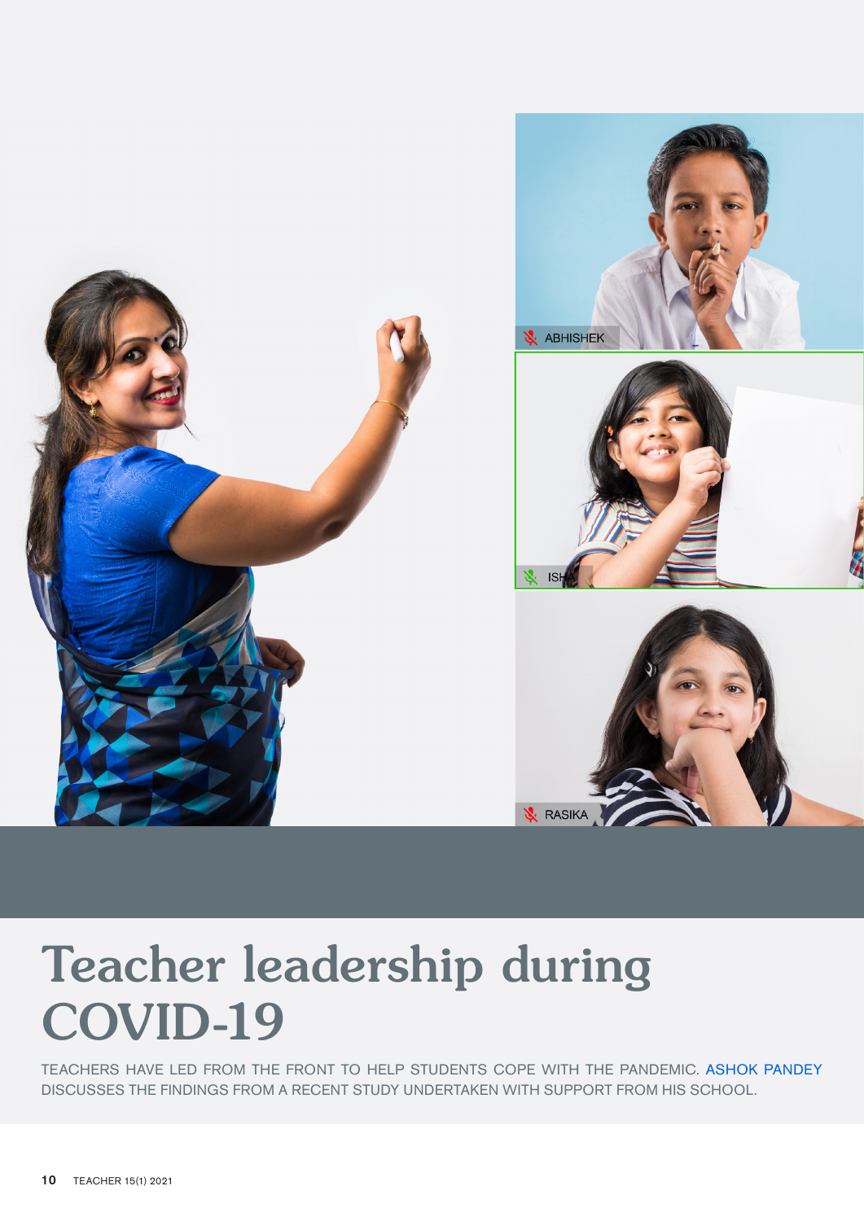# Teacher leadership during COVID-19

TEACHERS HAVE LED FROM THE FRONT TO HELP STUDENTS COPE WITH THE PANDEMIC. ASHOK PANDEY DISCUSSES THE FINDINGS FROM A RECENT STUDY UNDERTAKEN WITH SUPPORT FROM HIS SCHOOL.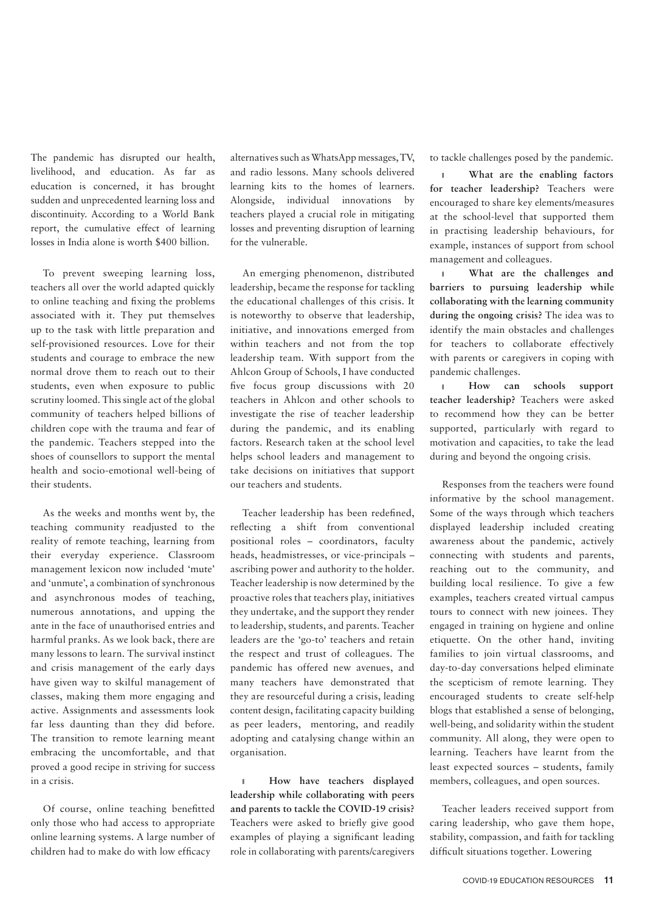The pandemic has disrupted our health, livelihood, and education. As far as education is concerned, it has brought sudden and unprecedented learning loss and discontinuity. According to a World Bank report, the cumulative effect of learning losses in India alone is worth $400 billion.

To prevent sweeping learning loss, teachers all over the world adapted quickly to online teaching and fixing the problems associated with it. They put themselves up to the task with little preparation and self-provisioned resources. Love for their students and courage to embrace the new normal drove them to reach out to their students, even when exposure to public scrutiny loomed. This single act of the global community of teachers helped billions of children cope with the trauma and fear of the pandemic. Teachers stepped into the shoes of counsellors to support the mental health and socio-emotional well-being of their students.

As the weeks and months went by, the teaching community readjusted to the reality of remote teaching, learning from their everyday experience. Classroom management lexicon now included 'mute' and 'unmute', a combination of synchronous and asynchronous modes of teaching, numerous annotations, and upping the ante in the face of unauthorised entries and harmful pranks. As we look back, there are many lessons to learn. The survival instinct and crisis management of the early days have given way to skilful management of classes, making them more engaging and active. Assignments and assessments look far less daunting than they did before. The transition to remote learning meant embracing the uncomfortable, and that proved a good recipe in striving for success in a crisis.

Of course, online teaching benefitted only those who had access to appropriate online learning systems. A large number of children had to make do with low efficacy alternatives such as WhatsApp messages, TV, and radio lessons. Many schools delivered learning kits to the homes of learners. Alongside, individual innovations by teachers played a crucial role in mitigating losses and preventing disruption of learning for the vulnerable.

An emerging phenomenon, distributed leadership, became the response for tackling the educational challenges of this crisis. It is noteworthy to observe that leadership, initiative, and innovations emerged from within teachers and not from the top leadership team. With support from the Ahlcon Group of Schools, I have conducted five focus group discussions with 20 teachers in Ahlcon and other schools to investigate the rise of teacher leadership during the pandemic, and its enabling factors. Research taken at the school level helps school leaders and management to take decisions on initiatives that support our teachers and students.

Teacher leadership has been redefined, reflecting a shift from conventional positional roles – coordinators, faculty heads, headmistresses, or vice-principals – ascribing power and authority to the holder. Teacher leadership is now determined by the proactive roles that teachers play, initiatives they undertake, and the support they render to leadership, students, and parents. Teacher leaders are the 'go-to' teachers and retain the respect and trust of colleagues. The pandemic has offered new avenues, and many teachers have demonstrated that they are resourceful during a crisis, leading content design, facilitating capacity building as peer leaders, mentoring, and readily adopting and catalysing change within an organisation.

- **How have teachers displayed leadership while collaborating with peers and parents to tackle the COVID-19 crisis?** Teachers were asked to briefly give good examples of playing a significant leading role in collaborating with parents/caregivers to tackle challenges posed by the pandemic.
- **What are the enabling factors for teacher leadership?** Teachers were encouraged to share key elements/measures at the school-level that supported them in practising leadership behaviours, for example, instances of support from school management and colleagues.
- **What are the challenges and barriers to pursuing leadership while collaborating with the learning community during the ongoing crisis?** The idea was to identify the main obstacles and challenges for teachers to collaborate effectively with parents or caregivers in coping with pandemic challenges.
- **How can schools support teacher leadership?** Teachers were asked to recommend how they can be better supported, particularly with regard to motivation and capacities, to take the lead during and beyond the ongoing crisis.

Responses from the teachers were found informative by the school management. Some of the ways through which teachers displayed leadership included creating awareness about the pandemic, actively connecting with students and parents, reaching out to the community, and building local resilience. To give a few examples, teachers created virtual campus tours to connect with new joinees. They engaged in training on hygiene and online etiquette. On the other hand, inviting families to join virtual classrooms, and day-to-day conversations helped eliminate the scepticism of remote learning. They encouraged students to create self-help blogs that established a sense of belonging, well-being, and solidarity within the student community. All along, they were open to learning. Teachers have learnt from the least expected sources – students, family members, colleagues, and open sources.

Teacher leaders received support from caring leadership, who gave them hope, stability, compassion, and faith for tackling difficult situations together. Lowering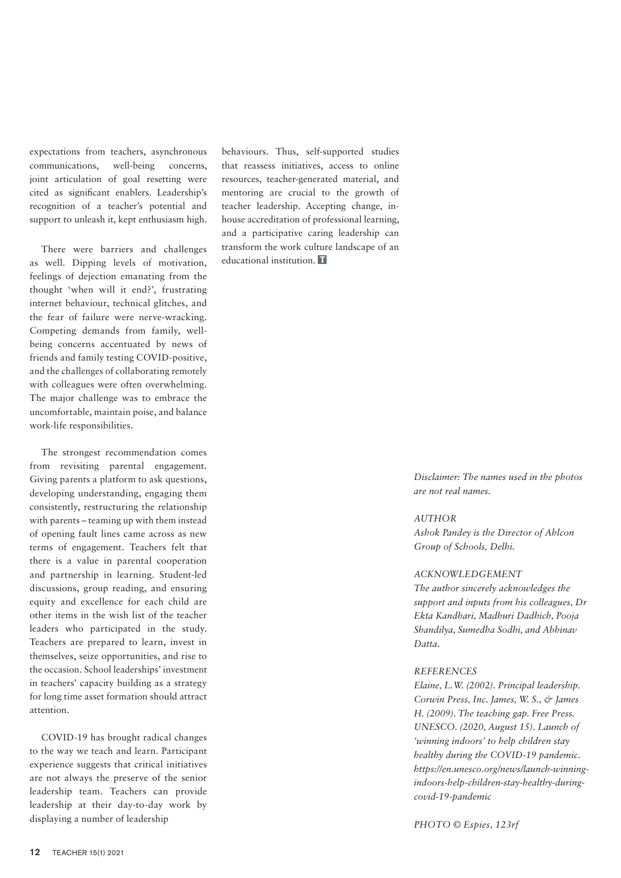expectations from teachers, asynchronous communications, well-being concerns, joint articulation of goal resetting were cited as significant enablers. Leadership's recognition of a teacher's potential and support to unleash it, kept enthusiasm high.

There were barriers and challenges as well. Dipping levels of motivation, feelings of dejection emanating from the thought 'when will it end?', frustrating internet behaviour, technical glitches, and the fear of failure were nerve-wracking. Competing demands from family, well-being concerns accentuated by news of friends and family testing COVID-positive, and the challenges of collaborating remotely with colleagues were often overwhelming. The major challenge was to embrace the uncomfortable, maintain poise, and balance work-life responsibilities.

The strongest recommendation comes from revisiting parental engagement. Giving parents a platform to ask questions, developing understanding, engaging them consistently, restructuring the relationship with parents – teaming up with them instead of opening fault lines came across as new terms of engagement. Teachers felt that there is a value in parental cooperation and partnership in learning. Student-led discussions, group reading, and ensuring equity and excellence for each child are other items in the wish list of the teacher leaders who participated in the study. Teachers are prepared to learn, invest in themselves, seize opportunities, and rise to the occasion. School leaderships' investment in teachers' capacity building as a strategy for long time asset formation should attract attention.

COVID-19 has brought radical changes to the way we teach and learn. Participant experience suggests that critical initiatives are not always the preserve of the senior leadership team. Teachers can provide leadership at their day-to-day work by displaying a number of leadership behaviours. Thus, self-supported studies that reassess initiatives, access to online resources, teacher-generated material, and mentoring are crucial to the growth of teacher leadership. Accepting change, in-house accreditation of professional learning, and a participative caring leadership can transform the work culture landscape of an educational institution.

*Disclaimer: The names used in the photos are not real names.*

*AUTHOR*

*Ashok Pandey is the Director of Ahlcon Group of Schools, Delhi.*

*ACKNOWLEDGEMENT*

*The author sincerely acknowledges the support and inputs from his colleagues, Dr Ekta Kandhari, Madhuri Dadhich, Pooja Shandilya, Sumedha Sodhi, and Abhinav Datta.*

*REFERENCES*

*Elaine, L.W. (2002). Principal leadership. Corwin Press, Inc. James, W. S., & James H. (2009). The teaching gap. Free Press. UNESCO. (2020, August 15). Launch of 'winning indoors' to help children stay healthy during the COVID-19 pandemic. https://en.unesco.org/news/launch-winning-indoors-help-children-stay-healthy-during-covid-19-pandemic*

*PHOTO © Espies, 123rf*